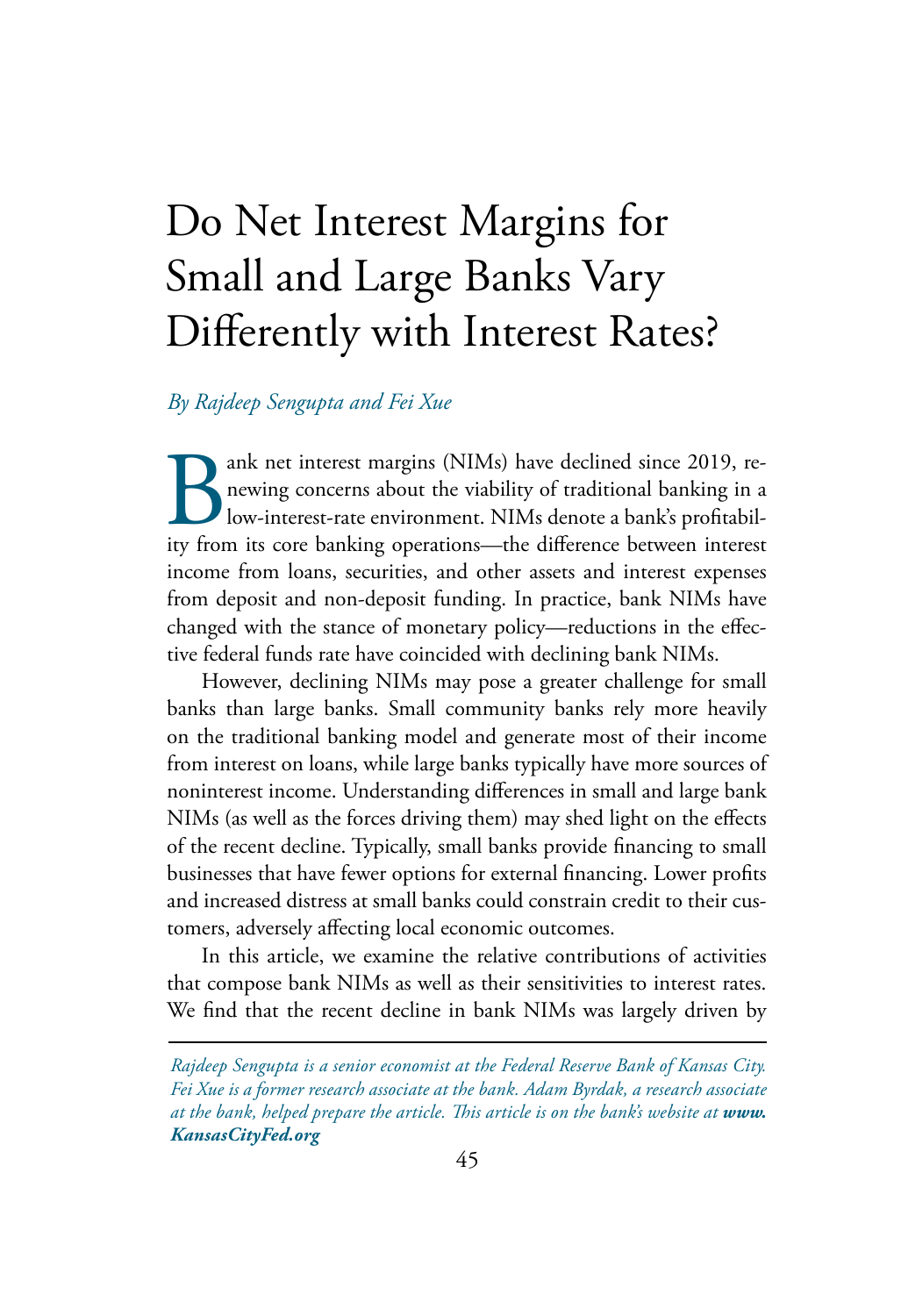# Do Net Interest Margins for Small and Large Banks Vary Differently with Interest Rates?

*By Rajdeep Sengupta and Fei Xue*

Bank net interest margins (NIMs) have declined since 2019, renewing concerns about the viability of traditional banking in a low-interest-rate environment. NIMs denote a bank's profitability from its core banking operations—the difference between interest income from loans, securities, and other assets and interest expenses from deposit and non-deposit funding. In practice, bank NIMs have changed with the stance of monetary policy—reductions in the effective federal funds rate have coincided with declining bank NIMs.

However, declining NIMs may pose a greater challenge for small banks than large banks. Small community banks rely more heavily on the traditional banking model and generate most of their income from interest on loans, while large banks typically have more sources of noninterest income. Understanding differences in small and large bank NIMs (as well as the forces driving them) may shed light on the effects of the recent decline. Typically, small banks provide financing to small businesses that have fewer options for external financing. Lower profits and increased distress at small banks could constrain credit to their customers, adversely affecting local economic outcomes.

In this article, we examine the relative contributions of activities that compose bank NIMs as well as their sensitivities to interest rates. We find that the recent decline in bank NIMs was largely driven by

---

*Rajdeep Sengupta is a senior economist at the Federal Reserve Bank of Kansas City. Fei Xue is a former research associate at the bank. Adam Byrdak, a research associate at the bank, helped prepare the article. This article is on the bank's website at* ***www.KansasCityFed.org***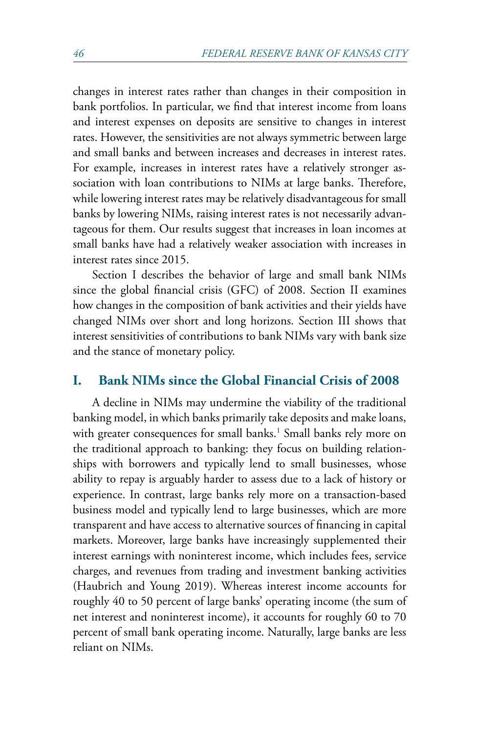changes in interest rates rather than changes in their composition in bank portfolios. In particular, we find that interest income from loans and interest expenses on deposits are sensitive to changes in interest rates. However, the sensitivities are not always symmetric between large and small banks and between increases and decreases in interest rates. For example, increases in interest rates have a relatively stronger association with loan contributions to NIMs at large banks. Therefore, while lowering interest rates may be relatively disadvantageous for small banks by lowering NIMs, raising interest rates is not necessarily advantageous for them. Our results suggest that increases in loan incomes at small banks have had a relatively weaker association with increases in interest rates since 2015.

Section I describes the behavior of large and small bank NIMs since the global financial crisis (GFC) of 2008. Section II examines how changes in the composition of bank activities and their yields have changed NIMs over short and long horizons. Section III shows that interest sensitivities of contributions to bank NIMs vary with bank size and the stance of monetary policy.

## I. Bank NIMs since the Global Financial Crisis of 2008

A decline in NIMs may undermine the viability of the traditional banking model, in which banks primarily take deposits and make loans, with greater consequences for small banks.[1] Small banks rely more on the traditional approach to banking: they focus on building relationships with borrowers and typically lend to small businesses, whose ability to repay is arguably harder to assess due to a lack of history or experience. In contrast, large banks rely more on a transaction-based business model and typically lend to large businesses, which are more transparent and have access to alternative sources of financing in capital markets. Moreover, large banks have increasingly supplemented their interest earnings with noninterest income, which includes fees, service charges, and revenues from trading and investment banking activities (Haubrich and Young 2019). Whereas interest income accounts for roughly 40 to 50 percent of large banks' operating income (the sum of net interest and noninterest income), it accounts for roughly 60 to 70 percent of small bank operating income. Naturally, large banks are less reliant on NIMs.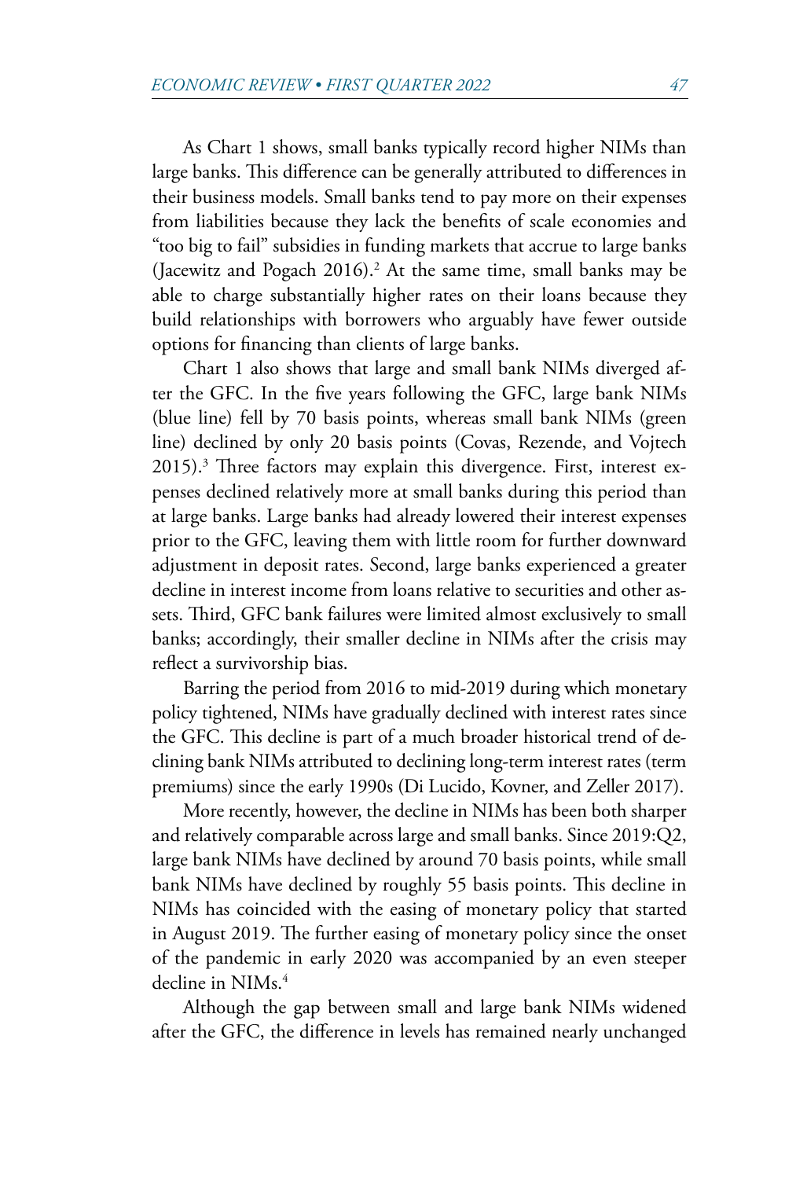As Chart 1 shows, small banks typically record higher NIMs than large banks. This difference can be generally attributed to differences in their business models. Small banks tend to pay more on their expenses from liabilities because they lack the benefits of scale economies and "too big to fail" subsidies in funding markets that accrue to large banks (Jacewitz and Pogach 2016).[2] At the same time, small banks may be able to charge substantially higher rates on their loans because they build relationships with borrowers who arguably have fewer outside options for financing than clients of large banks.

Chart 1 also shows that large and small bank NIMs diverged after the GFC. In the five years following the GFC, large bank NIMs (blue line) fell by 70 basis points, whereas small bank NIMs (green line) declined by only 20 basis points (Covas, Rezende, and Vojtech 2015).[3] Three factors may explain this divergence. First, interest expenses declined relatively more at small banks during this period than at large banks. Large banks had already lowered their interest expenses prior to the GFC, leaving them with little room for further downward adjustment in deposit rates. Second, large banks experienced a greater decline in interest income from loans relative to securities and other assets. Third, GFC bank failures were limited almost exclusively to small banks; accordingly, their smaller decline in NIMs after the crisis may reflect a survivorship bias.

Barring the period from 2016 to mid-2019 during which monetary policy tightened, NIMs have gradually declined with interest rates since the GFC. This decline is part of a much broader historical trend of declining bank NIMs attributed to declining long-term interest rates (term premiums) since the early 1990s (Di Lucido, Kovner, and Zeller 2017).

More recently, however, the decline in NIMs has been both sharper and relatively comparable across large and small banks. Since 2019:Q2, large bank NIMs have declined by around 70 basis points, while small bank NIMs have declined by roughly 55 basis points. This decline in NIMs has coincided with the easing of monetary policy that started in August 2019. The further easing of monetary policy since the onset of the pandemic in early 2020 was accompanied by an even steeper decline in NIMs.[4]

Although the gap between small and large bank NIMs widened after the GFC, the difference in levels has remained nearly unchanged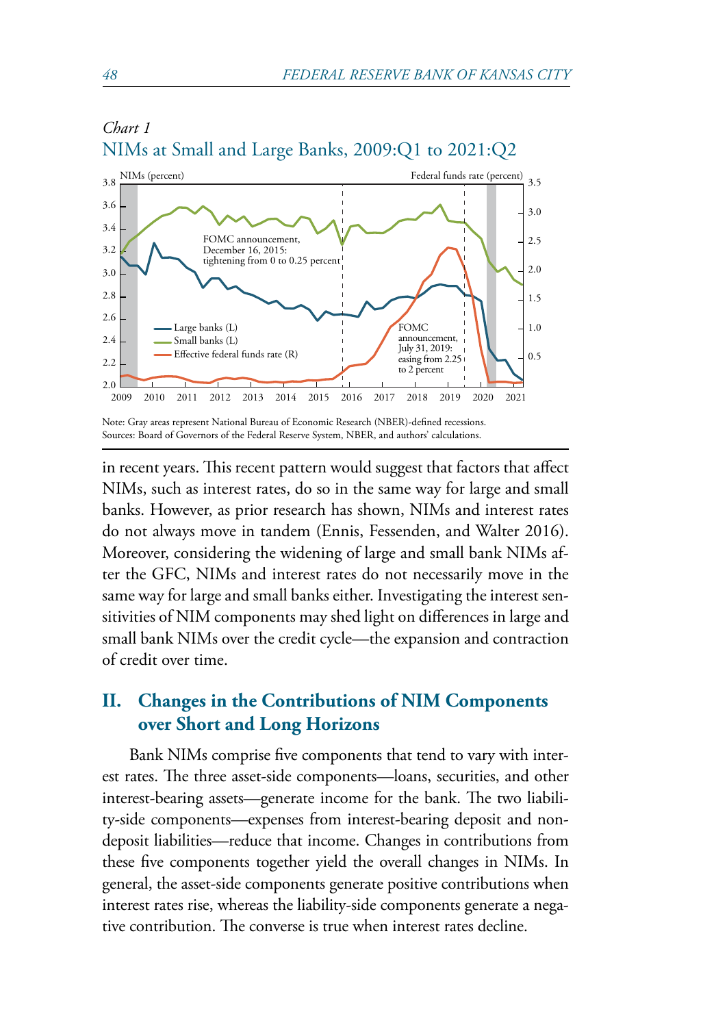*Chart 1*

NIMs at Small and Large Banks, 2009:Q1 to 2021:Q2

Note: Gray areas represent National Bureau of Economic Research (NBER)-defined recessions.
Sources: Board of Governors of the Federal Reserve System, NBER, and authors' calculations.

in recent years. This recent pattern would suggest that factors that affect NIMs, such as interest rates, do so in the same way for large and small banks. However, as prior research has shown, NIMs and interest rates do not always move in tandem (Ennis, Fessenden, and Walter 2016). Moreover, considering the widening of large and small bank NIMs after the GFC, NIMs and interest rates do not necessarily move in the same way for large and small banks either. Investigating the interest sensitivities of NIM components may shed light on differences in large and small bank NIMs over the credit cycle—the expansion and contraction of credit over time.

## II. Changes in the Contributions of NIM Components over Short and Long Horizons

Bank NIMs comprise five components that tend to vary with interest rates. The three asset-side components—loans, securities, and other interest-bearing assets—generate income for the bank. The two liability-side components—expenses from interest-bearing deposit and nondeposit liabilities—reduce that income. Changes in contributions from these five components together yield the overall changes in NIMs. In general, the asset-side components generate positive contributions when interest rates rise, whereas the liability-side components generate a negative contribution. The converse is true when interest rates decline.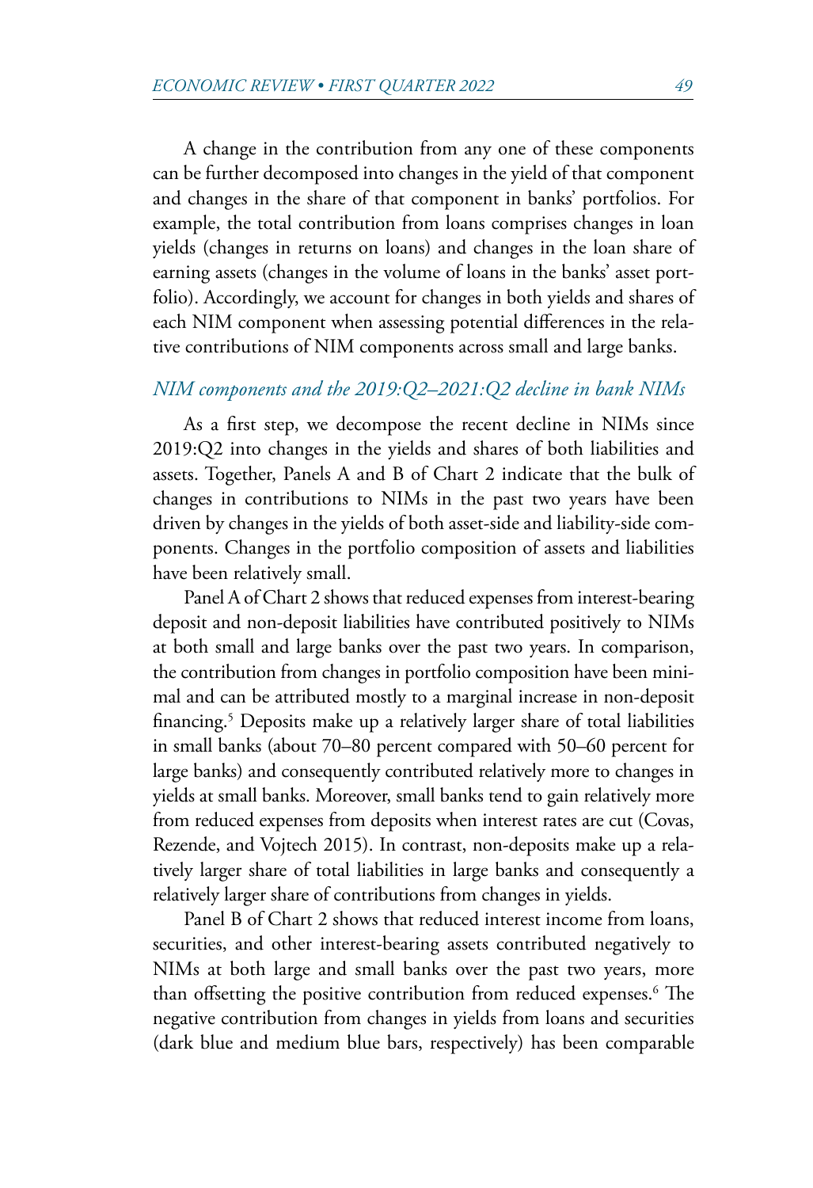A change in the contribution from any one of these components can be further decomposed into changes in the yield of that component and changes in the share of that component in banks' portfolios. For example, the total contribution from loans comprises changes in loan yields (changes in returns on loans) and changes in the loan share of earning assets (changes in the volume of loans in the banks' asset portfolio). Accordingly, we account for changes in both yields and shares of each NIM component when assessing potential differences in the relative contributions of NIM components across small and large banks.

### *NIM components and the 2019:Q2–2021:Q2 decline in bank NIMs*

As a first step, we decompose the recent decline in NIMs since 2019:Q2 into changes in the yields and shares of both liabilities and assets. Together, Panels A and B of Chart 2 indicate that the bulk of changes in contributions to NIMs in the past two years have been driven by changes in the yields of both asset-side and liability-side components. Changes in the portfolio composition of assets and liabilities have been relatively small.

Panel A of Chart 2 shows that reduced expenses from interest-bearing deposit and non-deposit liabilities have contributed positively to NIMs at both small and large banks over the past two years. In comparison, the contribution from changes in portfolio composition have been minimal and can be attributed mostly to a marginal increase in non-deposit financing.[5] Deposits make up a relatively larger share of total liabilities in small banks (about 70–80 percent compared with 50–60 percent for large banks) and consequently contributed relatively more to changes in yields at small banks. Moreover, small banks tend to gain relatively more from reduced expenses from deposits when interest rates are cut (Covas, Rezende, and Vojtech 2015). In contrast, non-deposits make up a relatively larger share of total liabilities in large banks and consequently a relatively larger share of contributions from changes in yields.

Panel B of Chart 2 shows that reduced interest income from loans, securities, and other interest-bearing assets contributed negatively to NIMs at both large and small banks over the past two years, more than offsetting the positive contribution from reduced expenses.[6] The negative contribution from changes in yields from loans and securities (dark blue and medium blue bars, respectively) has been comparable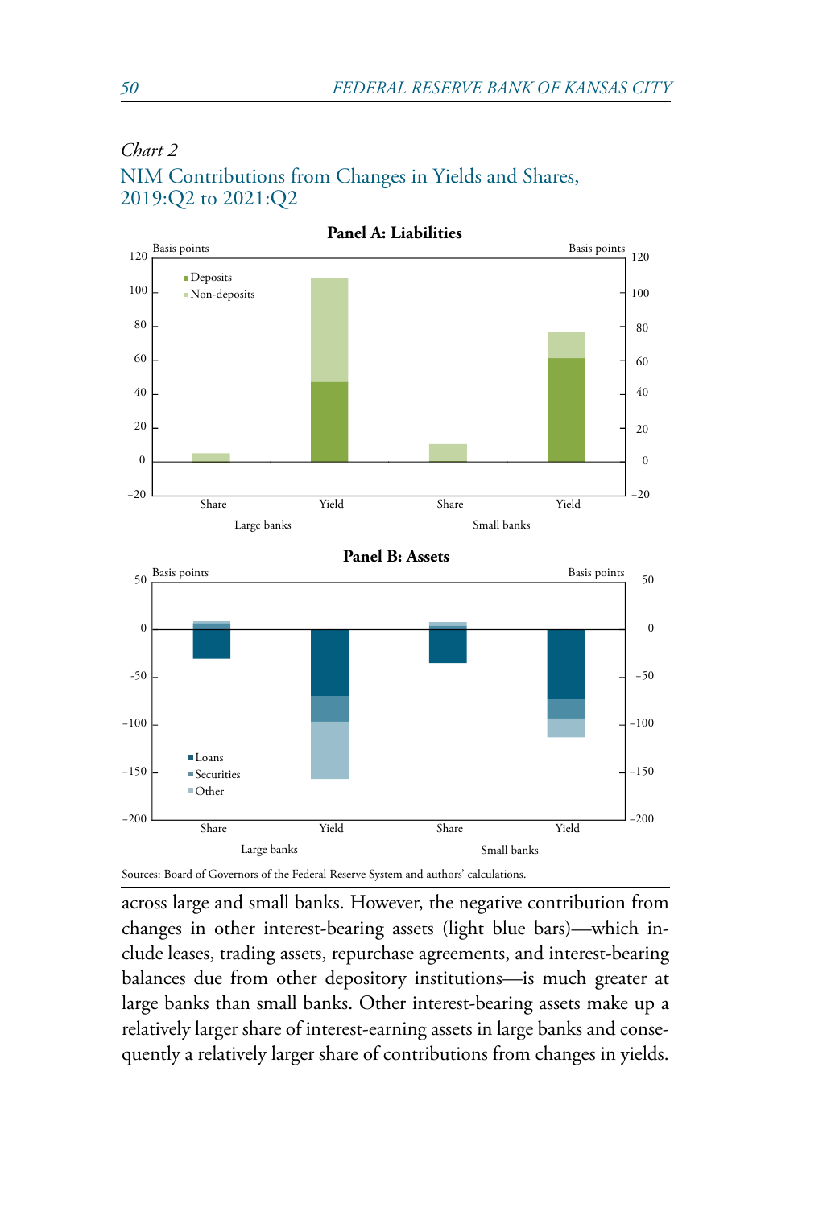*Chart 2*

## NIM Contributions from Changes in Yields and Shares, 2019:Q2 to 2021:Q2

**Panel A: Liabilities**

**Panel B: Assets**

Sources: Board of Governors of the Federal Reserve System and authors' calculations.

across large and small banks. However, the negative contribution from changes in other interest-bearing assets (light blue bars)—which include leases, trading assets, repurchase agreements, and interest-bearing balances due from other depository institutions—is much greater at large banks than small banks. Other interest-bearing assets make up a relatively larger share of interest-earning assets in large banks and consequently a relatively larger share of contributions from changes in yields.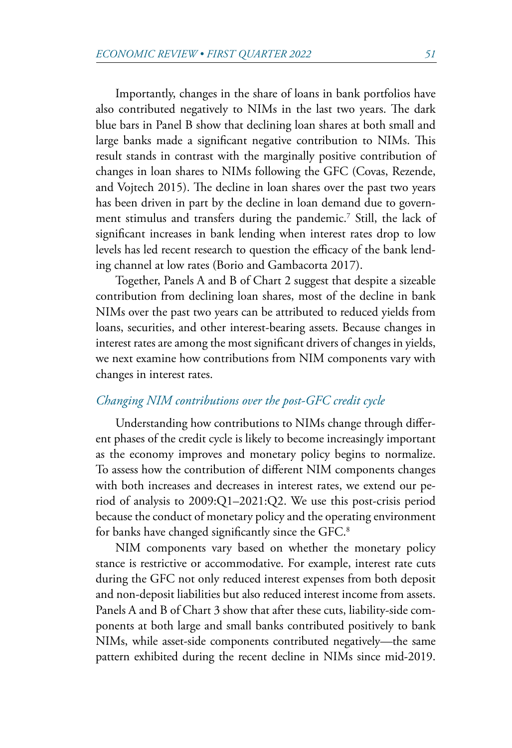Importantly, changes in the share of loans in bank portfolios have also contributed negatively to NIMs in the last two years. The dark blue bars in Panel B show that declining loan shares at both small and large banks made a significant negative contribution to NIMs. This result stands in contrast with the marginally positive contribution of changes in loan shares to NIMs following the GFC (Covas, Rezende, and Vojtech 2015). The decline in loan shares over the past two years has been driven in part by the decline in loan demand due to government stimulus and transfers during the pandemic.[7] Still, the lack of significant increases in bank lending when interest rates drop to low levels has led recent research to question the efficacy of the bank lending channel at low rates (Borio and Gambacorta 2017).

Together, Panels A and B of Chart 2 suggest that despite a sizeable contribution from declining loan shares, most of the decline in bank NIMs over the past two years can be attributed to reduced yields from loans, securities, and other interest-bearing assets. Because changes in interest rates are among the most significant drivers of changes in yields, we next examine how contributions from NIM components vary with changes in interest rates.

### *Changing NIM contributions over the post-GFC credit cycle*

Understanding how contributions to NIMs change through different phases of the credit cycle is likely to become increasingly important as the economy improves and monetary policy begins to normalize. To assess how the contribution of different NIM components changes with both increases and decreases in interest rates, we extend our period of analysis to 2009:Q1–2021:Q2. We use this post-crisis period because the conduct of monetary policy and the operating environment for banks have changed significantly since the GFC.[8]

NIM components vary based on whether the monetary policy stance is restrictive or accommodative. For example, interest rate cuts during the GFC not only reduced interest expenses from both deposit and non-deposit liabilities but also reduced interest income from assets. Panels A and B of Chart 3 show that after these cuts, liability-side components at both large and small banks contributed positively to bank NIMs, while asset-side components contributed negatively—the same pattern exhibited during the recent decline in NIMs since mid-2019.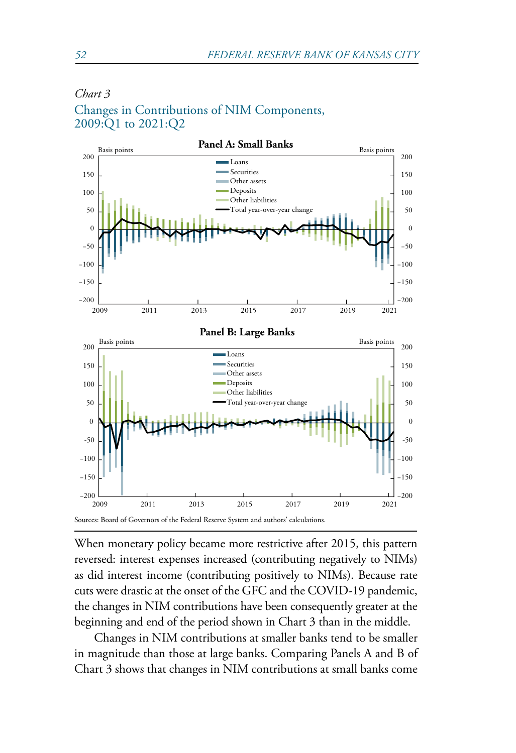*Chart 3*

Changes in Contributions of NIM Components, 2009:Q1 to 2021:Q2

**Panel A: Small Banks**

**Panel B: Large Banks**

Sources: Board of Governors of the Federal Reserve System and authors' calculations.

When monetary policy became more restrictive after 2015, this pattern reversed: interest expenses increased (contributing negatively to NIMs) as did interest income (contributing positively to NIMs). Because rate cuts were drastic at the onset of the GFC and the COVID-19 pandemic, the changes in NIM contributions have been consequently greater at the beginning and end of the period shown in Chart 3 than in the middle.

Changes in NIM contributions at smaller banks tend to be smaller in magnitude than those at large banks. Comparing Panels A and B of Chart 3 shows that changes in NIM contributions at small banks come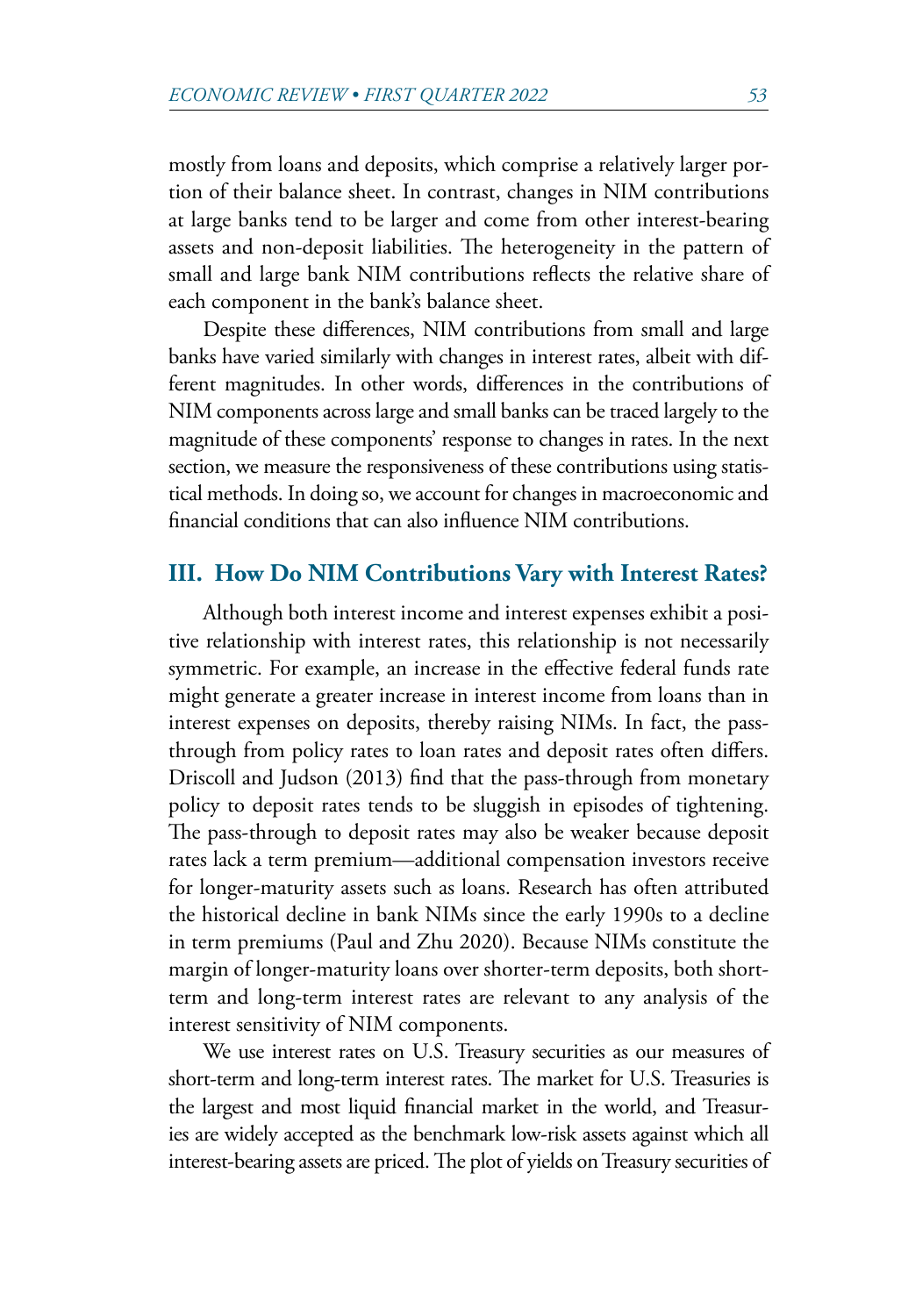mostly from loans and deposits, which comprise a relatively larger portion of their balance sheet. In contrast, changes in NIM contributions at large banks tend to be larger and come from other interest-bearing assets and non-deposit liabilities. The heterogeneity in the pattern of small and large bank NIM contributions reflects the relative share of each component in the bank's balance sheet.

Despite these differences, NIM contributions from small and large banks have varied similarly with changes in interest rates, albeit with different magnitudes. In other words, differences in the contributions of NIM components across large and small banks can be traced largely to the magnitude of these components' response to changes in rates. In the next section, we measure the responsiveness of these contributions using statistical methods. In doing so, we account for changes in macroeconomic and financial conditions that can also influence NIM contributions.

## III. How Do NIM Contributions Vary with Interest Rates?

Although both interest income and interest expenses exhibit a positive relationship with interest rates, this relationship is not necessarily symmetric. For example, an increase in the effective federal funds rate might generate a greater increase in interest income from loans than in interest expenses on deposits, thereby raising NIMs. In fact, the pass-through from policy rates to loan rates and deposit rates often differs. Driscoll and Judson (2013) find that the pass-through from monetary policy to deposit rates tends to be sluggish in episodes of tightening. The pass-through to deposit rates may also be weaker because deposit rates lack a term premium—additional compensation investors receive for longer-maturity assets such as loans. Research has often attributed the historical decline in bank NIMs since the early 1990s to a decline in term premiums (Paul and Zhu 2020). Because NIMs constitute the margin of longer-maturity loans over shorter-term deposits, both short-term and long-term interest rates are relevant to any analysis of the interest sensitivity of NIM components.

We use interest rates on U.S. Treasury securities as our measures of short-term and long-term interest rates. The market for U.S. Treasuries is the largest and most liquid financial market in the world, and Treasuries are widely accepted as the benchmark low-risk assets against which all interest-bearing assets are priced. The plot of yields on Treasury securities of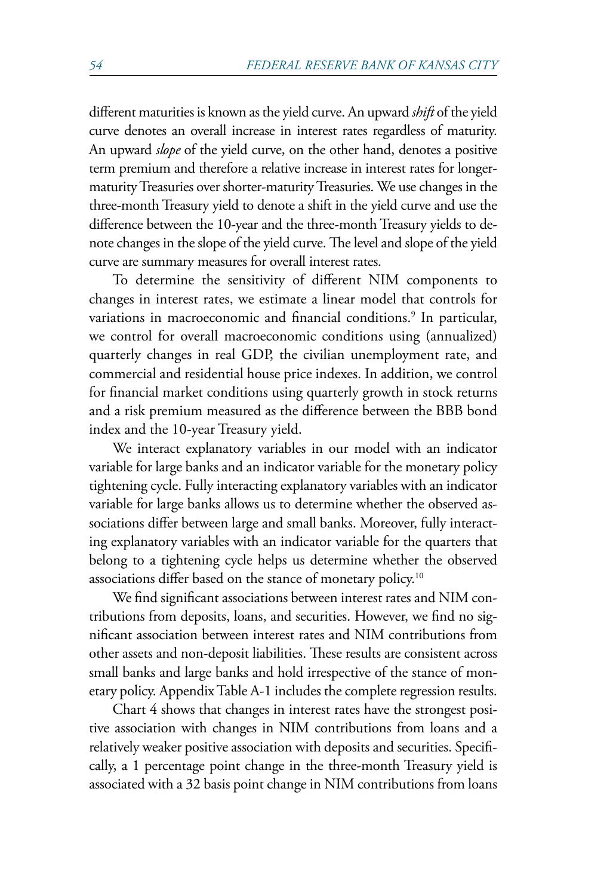different maturities is known as the yield curve. An upward *shift* of the yield curve denotes an overall increase in interest rates regardless of maturity. An upward *slope* of the yield curve, on the other hand, denotes a positive term premium and therefore a relative increase in interest rates for longer-maturity Treasuries over shorter-maturity Treasuries. We use changes in the three-month Treasury yield to denote a shift in the yield curve and use the difference between the 10-year and the three-month Treasury yields to denote changes in the slope of the yield curve. The level and slope of the yield curve are summary measures for overall interest rates.

To determine the sensitivity of different NIM components to changes in interest rates, we estimate a linear model that controls for variations in macroeconomic and financial conditions.[9] In particular, we control for overall macroeconomic conditions using (annualized) quarterly changes in real GDP, the civilian unemployment rate, and commercial and residential house price indexes. In addition, we control for financial market conditions using quarterly growth in stock returns and a risk premium measured as the difference between the BBB bond index and the 10-year Treasury yield.

We interact explanatory variables in our model with an indicator variable for large banks and an indicator variable for the monetary policy tightening cycle. Fully interacting explanatory variables with an indicator variable for large banks allows us to determine whether the observed associations differ between large and small banks. Moreover, fully interacting explanatory variables with an indicator variable for the quarters that belong to a tightening cycle helps us determine whether the observed associations differ based on the stance of monetary policy.[10]

We find significant associations between interest rates and NIM contributions from deposits, loans, and securities. However, we find no significant association between interest rates and NIM contributions from other assets and non-deposit liabilities. These results are consistent across small banks and large banks and hold irrespective of the stance of monetary policy. Appendix Table A-1 includes the complete regression results.

Chart 4 shows that changes in interest rates have the strongest positive association with changes in NIM contributions from loans and a relatively weaker positive association with deposits and securities. Specifically, a 1 percentage point change in the three-month Treasury yield is associated with a 32 basis point change in NIM contributions from loans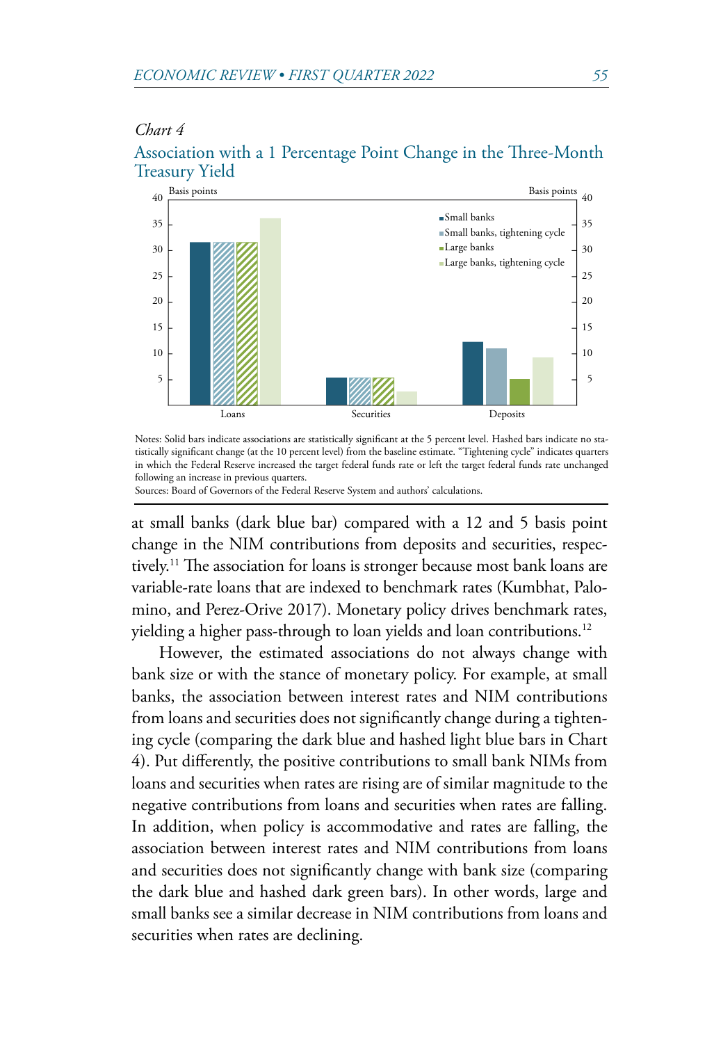*Chart 4*

## Association with a 1 Percentage Point Change in the Three-Month Treasury Yield

Notes: Solid bars indicate associations are statistically significant at the 5 percent level. Hashed bars indicate no statistically significant change (at the 10 percent level) from the baseline estimate. "Tightening cycle" indicates quarters in which the Federal Reserve increased the target federal funds rate or left the target federal funds rate unchanged following an increase in previous quarters.
Sources: Board of Governors of the Federal Reserve System and authors' calculations.

at small banks (dark blue bar) compared with a 12 and 5 basis point change in the NIM contributions from deposits and securities, respectively.[11] The association for loans is stronger because most bank loans are variable-rate loans that are indexed to benchmark rates (Kumbhat, Palomino, and Perez-Orive 2017). Monetary policy drives benchmark rates, yielding a higher pass-through to loan yields and loan contributions.[12]

However, the estimated associations do not always change with bank size or with the stance of monetary policy. For example, at small banks, the association between interest rates and NIM contributions from loans and securities does not significantly change during a tightening cycle (comparing the dark blue and hashed light blue bars in Chart 4). Put differently, the positive contributions to small bank NIMs from loans and securities when rates are rising are of similar magnitude to the negative contributions from loans and securities when rates are falling. In addition, when policy is accommodative and rates are falling, the association between interest rates and NIM contributions from loans and securities does not significantly change with bank size (comparing the dark blue and hashed dark green bars). In other words, large and small banks see a similar decrease in NIM contributions from loans and securities when rates are declining.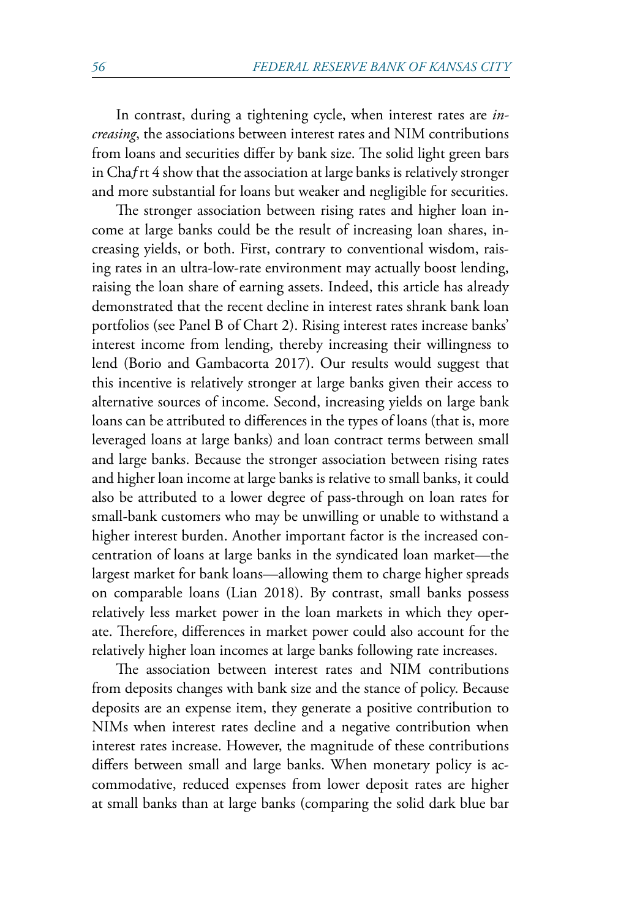In contrast, during a tightening cycle, when interest rates are *increasing*, the associations between interest rates and NIM contributions from loans and securities differ by bank size. The solid light green bars in Chart 4 show that the association at large banks is relatively stronger and more substantial for loans but weaker and negligible for securities.

The stronger association between rising rates and higher loan income at large banks could be the result of increasing loan shares, increasing yields, or both. First, contrary to conventional wisdom, raising rates in an ultra-low-rate environment may actually boost lending, raising the loan share of earning assets. Indeed, this article has already demonstrated that the recent decline in interest rates shrank bank loan portfolios (see Panel B of Chart 2). Rising interest rates increase banks' interest income from lending, thereby increasing their willingness to lend (Borio and Gambacorta 2017). Our results would suggest that this incentive is relatively stronger at large banks given their access to alternative sources of income. Second, increasing yields on large bank loans can be attributed to differences in the types of loans (that is, more leveraged loans at large banks) and loan contract terms between small and large banks. Because the stronger association between rising rates and higher loan income at large banks is relative to small banks, it could also be attributed to a lower degree of pass-through on loan rates for small-bank customers who may be unwilling or unable to withstand a higher interest burden. Another important factor is the increased concentration of loans at large banks in the syndicated loan market—the largest market for bank loans—allowing them to charge higher spreads on comparable loans (Lian 2018). By contrast, small banks possess relatively less market power in the loan markets in which they operate. Therefore, differences in market power could also account for the relatively higher loan incomes at large banks following rate increases.

The association between interest rates and NIM contributions from deposits changes with bank size and the stance of policy. Because deposits are an expense item, they generate a positive contribution to NIMs when interest rates decline and a negative contribution when interest rates increase. However, the magnitude of these contributions differs between small and large banks. When monetary policy is accommodative, reduced expenses from lower deposit rates are higher at small banks than at large banks (comparing the solid dark blue bar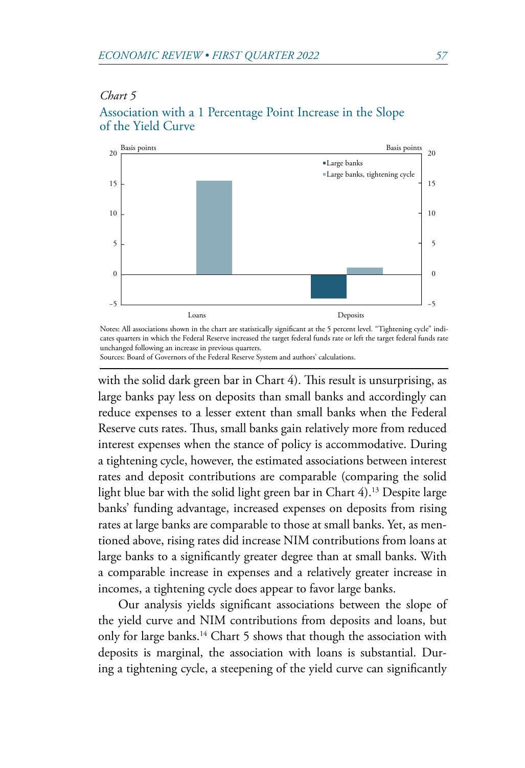*Chart 5*

## Association with a 1 Percentage Point Increase in the Slope of the Yield Curve

Notes: All associations shown in the chart are statistically significant at the 5 percent level. "Tightening cycle" indicates quarters in which the Federal Reserve increased the target federal funds rate or left the target federal funds rate unchanged following an increase in previous quarters.
Sources: Board of Governors of the Federal Reserve System and authors' calculations.

with the solid dark green bar in Chart 4). This result is unsurprising, as large banks pay less on deposits than small banks and accordingly can reduce expenses to a lesser extent than small banks when the Federal Reserve cuts rates. Thus, small banks gain relatively more from reduced interest expenses when the stance of policy is accommodative. During a tightening cycle, however, the estimated associations between interest rates and deposit contributions are comparable (comparing the solid light blue bar with the solid light green bar in Chart 4).[13] Despite large banks' funding advantage, increased expenses on deposits from rising rates at large banks are comparable to those at small banks. Yet, as mentioned above, rising rates did increase NIM contributions from loans at large banks to a significantly greater degree than at small banks. With a comparable increase in expenses and a relatively greater increase in incomes, a tightening cycle does appear to favor large banks.

Our analysis yields significant associations between the slope of the yield curve and NIM contributions from deposits and loans, but only for large banks.[14] Chart 5 shows that though the association with deposits is marginal, the association with loans is substantial. During a tightening cycle, a steepening of the yield curve can significantly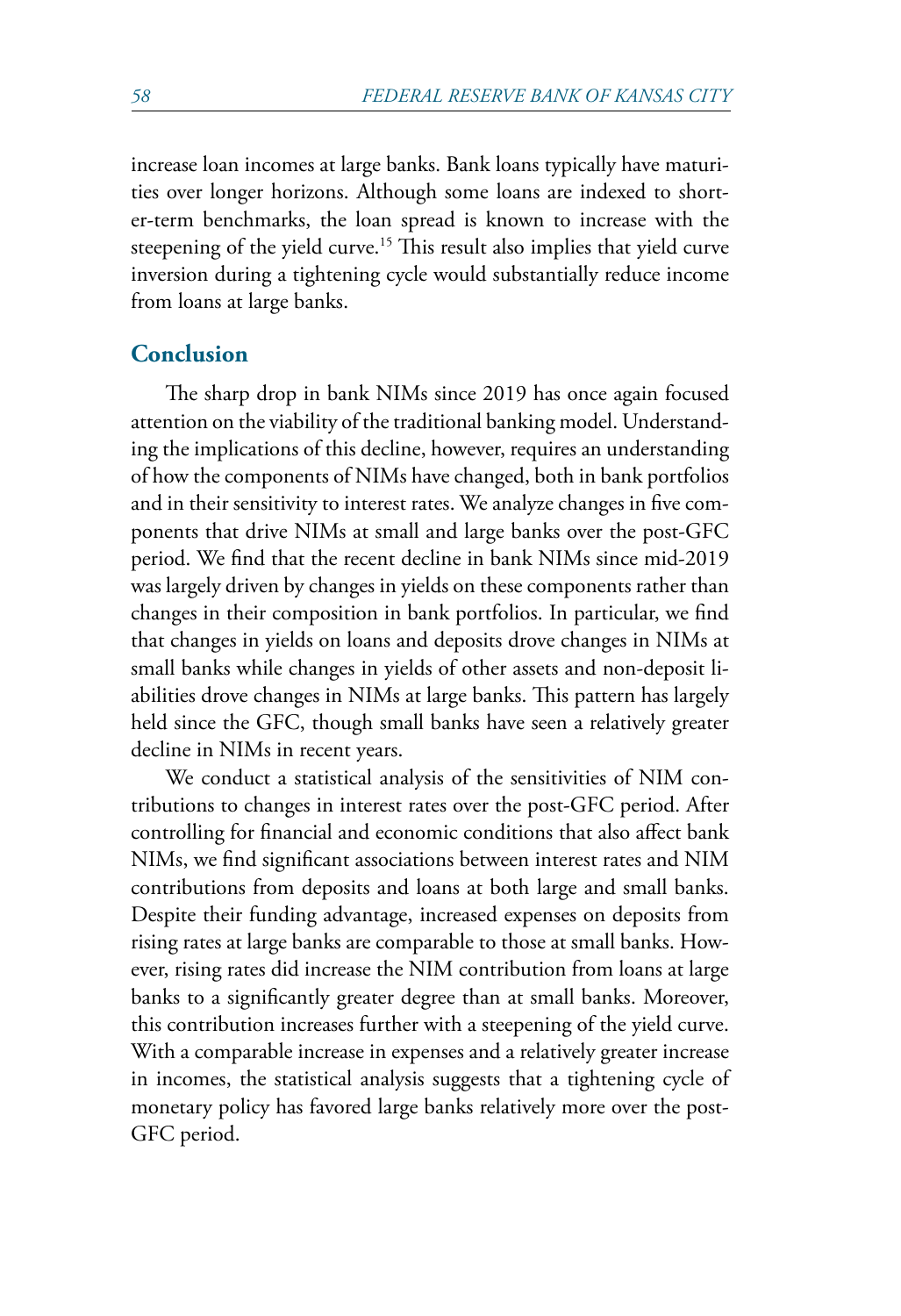increase loan incomes at large banks. Bank loans typically have maturities over longer horizons. Although some loans are indexed to shorter-term benchmarks, the loan spread is known to increase with the steepening of the yield curve.[15] This result also implies that yield curve inversion during a tightening cycle would substantially reduce income from loans at large banks.

## Conclusion

The sharp drop in bank NIMs since 2019 has once again focused attention on the viability of the traditional banking model. Understanding the implications of this decline, however, requires an understanding of how the components of NIMs have changed, both in bank portfolios and in their sensitivity to interest rates. We analyze changes in five components that drive NIMs at small and large banks over the post-GFC period. We find that the recent decline in bank NIMs since mid-2019 was largely driven by changes in yields on these components rather than changes in their composition in bank portfolios. In particular, we find that changes in yields on loans and deposits drove changes in NIMs at small banks while changes in yields of other assets and non-deposit liabilities drove changes in NIMs at large banks. This pattern has largely held since the GFC, though small banks have seen a relatively greater decline in NIMs in recent years.

We conduct a statistical analysis of the sensitivities of NIM contributions to changes in interest rates over the post-GFC period. After controlling for financial and economic conditions that also affect bank NIMs, we find significant associations between interest rates and NIM contributions from deposits and loans at both large and small banks. Despite their funding advantage, increased expenses on deposits from rising rates at large banks are comparable to those at small banks. However, rising rates did increase the NIM contribution from loans at large banks to a significantly greater degree than at small banks. Moreover, this contribution increases further with a steepening of the yield curve. With a comparable increase in expenses and a relatively greater increase in incomes, the statistical analysis suggests that a tightening cycle of monetary policy has favored large banks relatively more over the post-GFC period.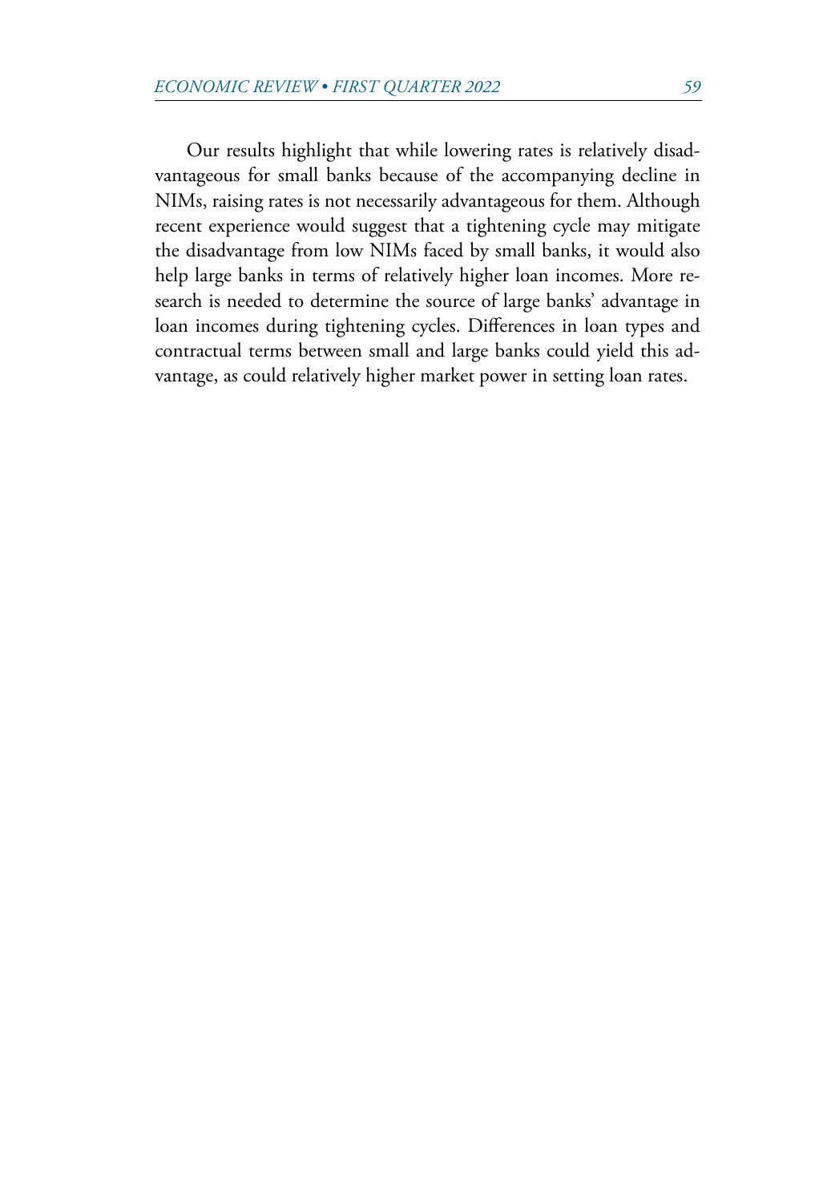Our results highlight that while lowering rates is relatively disadvantageous for small banks because of the accompanying decline in NIMs, raising rates is not necessarily advantageous for them. Although recent experience would suggest that a tightening cycle may mitigate the disadvantage from low NIMs faced by small banks, it would also help large banks in terms of relatively higher loan incomes. More research is needed to determine the source of large banks' advantage in loan incomes during tightening cycles. Differences in loan types and contractual terms between small and large banks could yield this advantage, as could relatively higher market power in setting loan rates.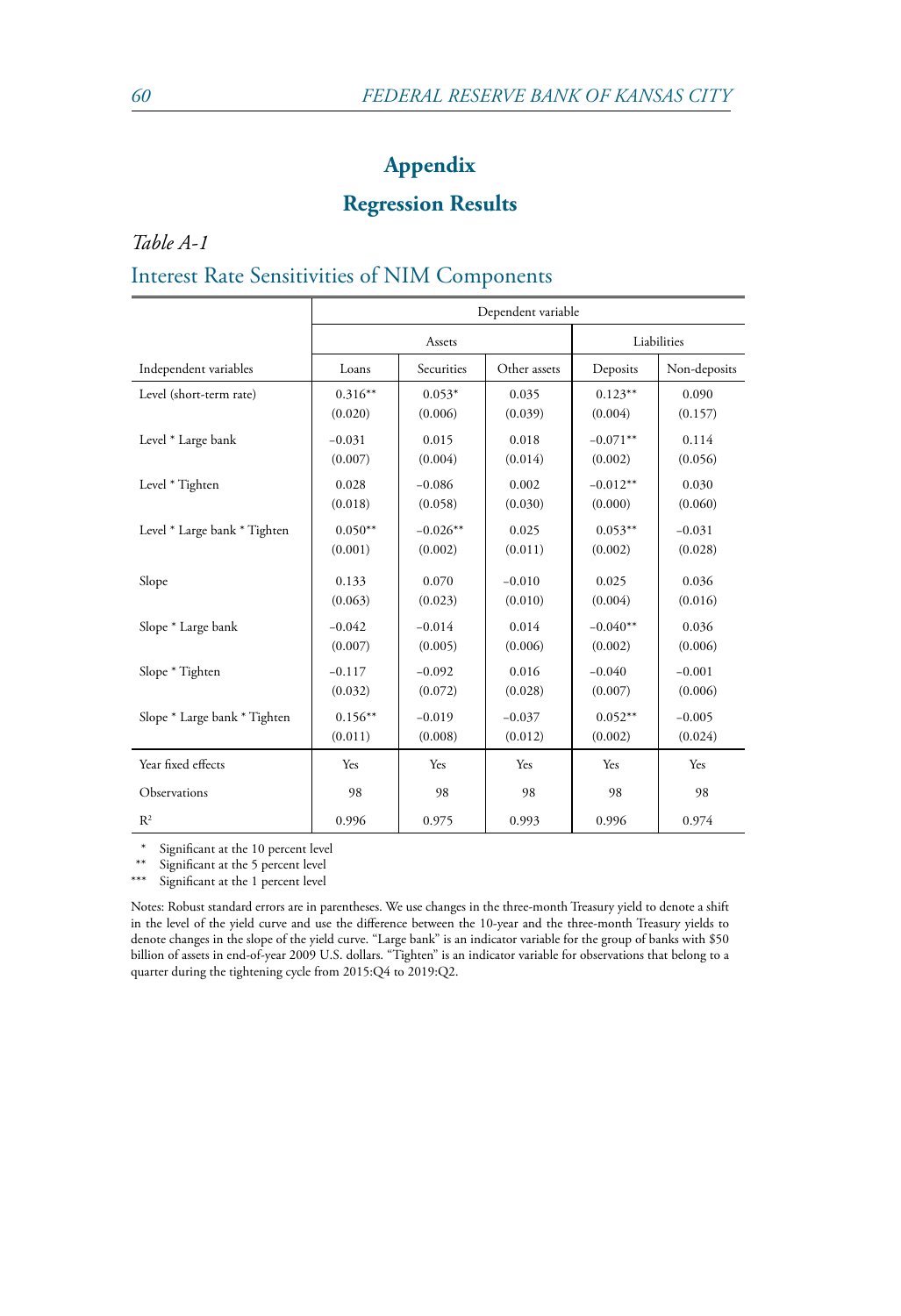# Appendix

## Regression Results

*Table A-1*

### Interest Rate Sensitivities of NIM Components

| | Dependent variable | | | | |
|---|---|---|---|---|---|
| | Assets | | | Liabilities | |
| Independent variables | Loans | Securities | Other assets | Deposits | Non-deposits |
| Level (short-term rate) | 0.316** | 0.053* | 0.035 | 0.123** | 0.090 |
| | (0.020) | (0.006) | (0.039) | (0.004) | (0.157) |
| Level * Large bank | −0.031 | 0.015 | 0.018 | −0.071** | 0.114 |
| | (0.007) | (0.004) | (0.014) | (0.002) | (0.056) |
| Level * Tighten | 0.028 | −0.086 | 0.002 | −0.012** | 0.030 |
| | (0.018) | (0.058) | (0.030) | (0.000) | (0.060) |
| Level * Large bank * Tighten | 0.050** | −0.026** | 0.025 | 0.053** | −0.031 |
| | (0.001) | (0.002) | (0.011) | (0.002) | (0.028) |
| Slope | 0.133 | 0.070 | −0.010 | 0.025 | 0.036 |
| | (0.063) | (0.023) | (0.010) | (0.004) | (0.016) |
| Slope * Large bank | −0.042 | −0.014 | 0.014 | −0.040** | 0.036 |
| | (0.007) | (0.005) | (0.006) | (0.002) | (0.006) |
| Slope * Tighten | −0.117 | −0.092 | 0.016 | −0.040 | −0.001 |
| | (0.032) | (0.072) | (0.028) | (0.007) | (0.006) |
| Slope * Large bank * Tighten | 0.156** | −0.019 | −0.037 | 0.052** | −0.005 |
| | (0.011) | (0.008) | (0.012) | (0.002) | (0.024) |
| Year fixed effects | Yes | Yes | Yes | Yes | Yes |
| Observations | 98 | 98 | 98 | 98 | 98 |
| $R^2$ | 0.996 | 0.975 | 0.993 | 0.996 | 0.974 |

\* Significant at the 10 percent level
\** Significant at the 5 percent level
\*** Significant at the 1 percent level

Notes: Robust standard errors are in parentheses. We use changes in the three-month Treasury yield to denote a shift in the level of the yield curve and use the difference between the 10-year and the three-month Treasury yields to denote changes in the slope of the yield curve. "Large bank" is an indicator variable for the group of banks with $50 billion of assets in end-of-year 2009 U.S. dollars. "Tighten" is an indicator variable for observations that belong to a quarter during the tightening cycle from 2015:Q4 to 2019:Q2.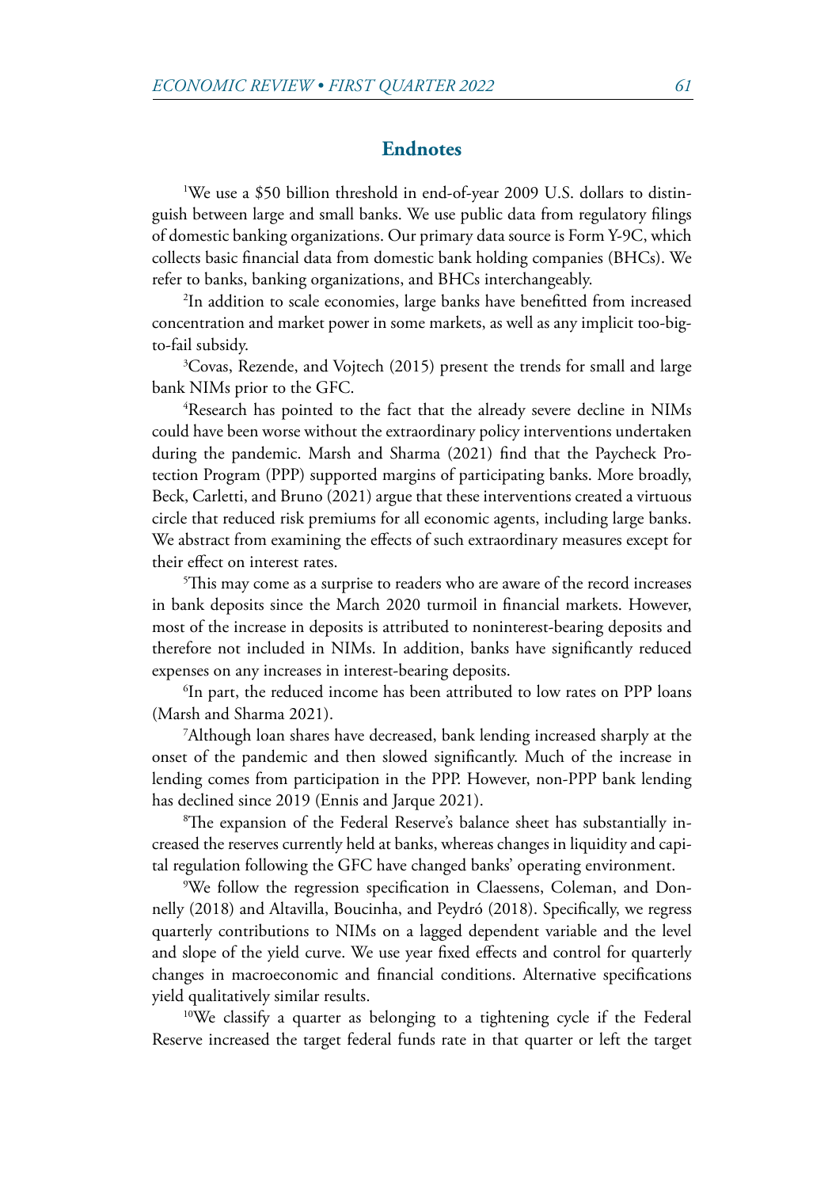## Endnotes

[1]We use a $50 billion threshold in end-of-year 2009 U.S. dollars to distinguish between large and small banks. We use public data from regulatory filings of domestic banking organizations. Our primary data source is Form Y-9C, which collects basic financial data from domestic bank holding companies (BHCs). We refer to banks, banking organizations, and BHCs interchangeably.

[2]In addition to scale economies, large banks have benefitted from increased concentration and market power in some markets, as well as any implicit too-big-to-fail subsidy.

[3]Covas, Rezende, and Vojtech (2015) present the trends for small and large bank NIMs prior to the GFC.

[4]Research has pointed to the fact that the already severe decline in NIMs could have been worse without the extraordinary policy interventions undertaken during the pandemic. Marsh and Sharma (2021) find that the Paycheck Protection Program (PPP) supported margins of participating banks. More broadly, Beck, Carletti, and Bruno (2021) argue that these interventions created a virtuous circle that reduced risk premiums for all economic agents, including large banks. We abstract from examining the effects of such extraordinary measures except for their effect on interest rates.

[5]This may come as a surprise to readers who are aware of the record increases in bank deposits since the March 2020 turmoil in financial markets. However, most of the increase in deposits is attributed to noninterest-bearing deposits and therefore not included in NIMs. In addition, banks have significantly reduced expenses on any increases in interest-bearing deposits.

[6]In part, the reduced income has been attributed to low rates on PPP loans (Marsh and Sharma 2021).

[7]Although loan shares have decreased, bank lending increased sharply at the onset of the pandemic and then slowed significantly. Much of the increase in lending comes from participation in the PPP. However, non-PPP bank lending has declined since 2019 (Ennis and Jarque 2021).

[8]The expansion of the Federal Reserve's balance sheet has substantially increased the reserves currently held at banks, whereas changes in liquidity and capital regulation following the GFC have changed banks' operating environment.

[9]We follow the regression specification in Claessens, Coleman, and Donnelly (2018) and Altavilla, Boucinha, and Peydró (2018). Specifically, we regress quarterly contributions to NIMs on a lagged dependent variable and the level and slope of the yield curve. We use year fixed effects and control for quarterly changes in macroeconomic and financial conditions. Alternative specifications yield qualitatively similar results.

[10]We classify a quarter as belonging to a tightening cycle if the Federal Reserve increased the target federal funds rate in that quarter or left the target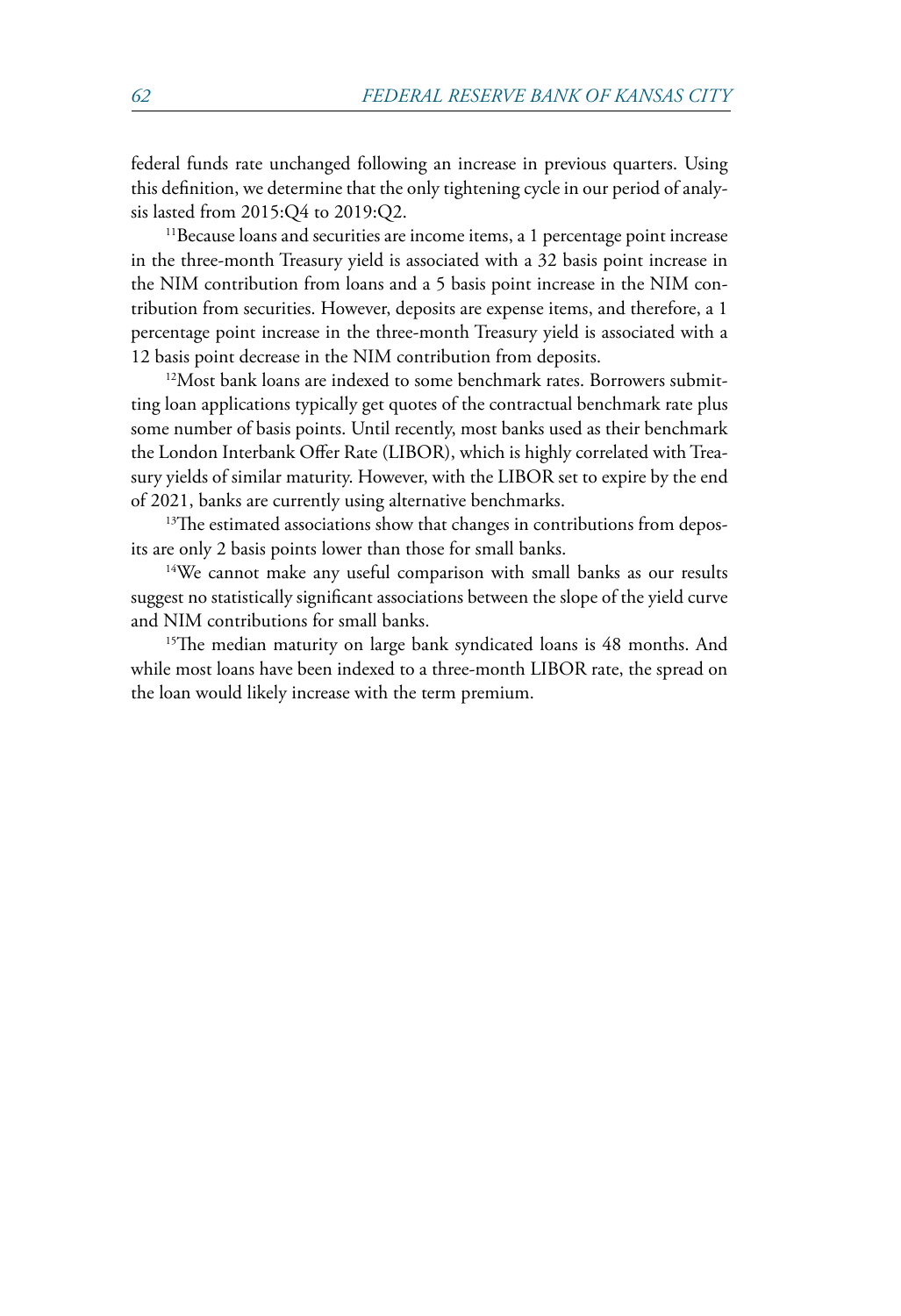federal funds rate unchanged following an increase in previous quarters. Using this definition, we determine that the only tightening cycle in our period of analysis lasted from 2015:Q4 to 2019:Q2.

[11]Because loans and securities are income items, a 1 percentage point increase in the three-month Treasury yield is associated with a 32 basis point increase in the NIM contribution from loans and a 5 basis point increase in the NIM contribution from securities. However, deposits are expense items, and therefore, a 1 percentage point increase in the three-month Treasury yield is associated with a 12 basis point decrease in the NIM contribution from deposits.

[12]Most bank loans are indexed to some benchmark rates. Borrowers submitting loan applications typically get quotes of the contractual benchmark rate plus some number of basis points. Until recently, most banks used as their benchmark the London Interbank Offer Rate (LIBOR), which is highly correlated with Treasury yields of similar maturity. However, with the LIBOR set to expire by the end of 2021, banks are currently using alternative benchmarks.

[13]The estimated associations show that changes in contributions from deposits are only 2 basis points lower than those for small banks.

[14]We cannot make any useful comparison with small banks as our results suggest no statistically significant associations between the slope of the yield curve and NIM contributions for small banks.

[15]The median maturity on large bank syndicated loans is 48 months. And while most loans have been indexed to a three-month LIBOR rate, the spread on the loan would likely increase with the term premium.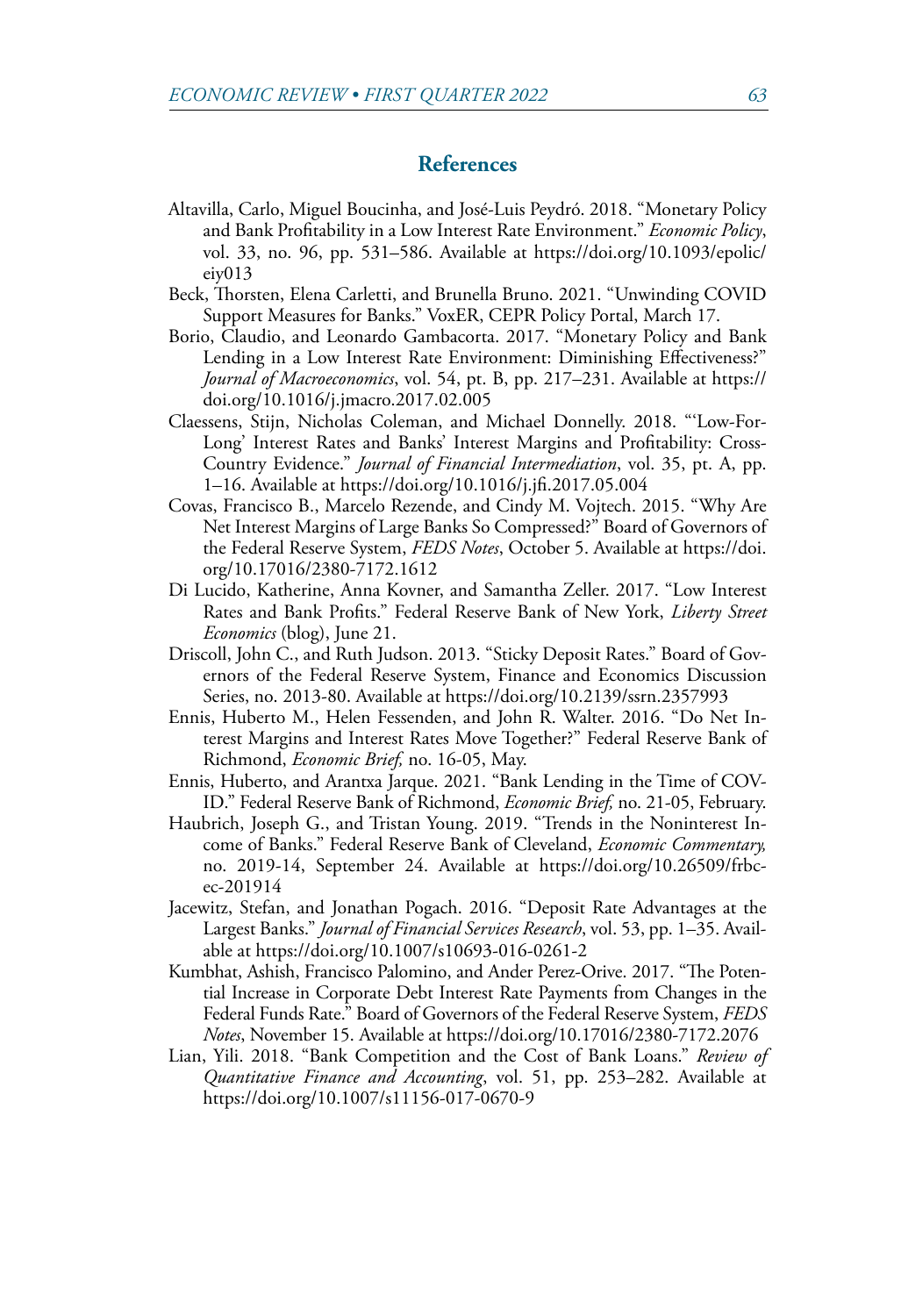## References

Altavilla, Carlo, Miguel Boucinha, and José-Luis Peydró. 2018. "Monetary Policy and Bank Profitability in a Low Interest Rate Environment." *Economic Policy*, vol. 33, no. 96, pp. 531–586. Available at https://doi.org/10.1093/epolic/eiy013

Beck, Thorsten, Elena Carletti, and Brunella Bruno. 2021. "Unwinding COVID Support Measures for Banks." VoxER, CEPR Policy Portal, March 17.

Borio, Claudio, and Leonardo Gambacorta. 2017. "Monetary Policy and Bank Lending in a Low Interest Rate Environment: Diminishing Effectiveness?" *Journal of Macroeconomics*, vol. 54, pt. B, pp. 217–231. Available at https://doi.org/10.1016/j.jmacro.2017.02.005

Claessens, Stijn, Nicholas Coleman, and Michael Donnelly. 2018. "'Low-For-Long' Interest Rates and Banks' Interest Margins and Profitability: Cross-Country Evidence." *Journal of Financial Intermediation*, vol. 35, pt. A, pp. 1–16. Available at https://doi.org/10.1016/j.jfi.2017.05.004

Covas, Francisco B., Marcelo Rezende, and Cindy M. Vojtech. 2015. "Why Are Net Interest Margins of Large Banks So Compressed?" Board of Governors of the Federal Reserve System, *FEDS Notes*, October 5. Available at https://doi.org/10.17016/2380-7172.1612

Di Lucido, Katherine, Anna Kovner, and Samantha Zeller. 2017. "Low Interest Rates and Bank Profits." Federal Reserve Bank of New York, *Liberty Street Economics* (blog), June 21.

Driscoll, John C., and Ruth Judson. 2013. "Sticky Deposit Rates." Board of Governors of the Federal Reserve System, Finance and Economics Discussion Series, no. 2013-80. Available at https://doi.org/10.2139/ssrn.2357993

Ennis, Huberto M., Helen Fessenden, and John R. Walter. 2016. "Do Net Interest Margins and Interest Rates Move Together?" Federal Reserve Bank of Richmond, *Economic Brief,* no. 16-05, May.

Ennis, Huberto, and Arantxa Jarque. 2021. "Bank Lending in the Time of COVID." Federal Reserve Bank of Richmond, *Economic Brief,* no. 21-05, February.

Haubrich, Joseph G., and Tristan Young. 2019. "Trends in the Noninterest Income of Banks." Federal Reserve Bank of Cleveland, *Economic Commentary,* no. 2019-14, September 24. Available at https://doi.org/10.26509/frbc-ec-201914

Jacewitz, Stefan, and Jonathan Pogach. 2016. "Deposit Rate Advantages at the Largest Banks." *Journal of Financial Services Research*, vol. 53, pp. 1–35. Available at https://doi.org/10.1007/s10693-016-0261-2

Kumbhat, Ashish, Francisco Palomino, and Ander Perez-Orive. 2017. "The Potential Increase in Corporate Debt Interest Rate Payments from Changes in the Federal Funds Rate." Board of Governors of the Federal Reserve System, *FEDS Notes*, November 15. Available at https://doi.org/10.17016/2380-7172.2076

Lian, Yili. 2018. "Bank Competition and the Cost of Bank Loans." *Review of Quantitative Finance and Accounting*, vol. 51, pp. 253–282. Available at https://doi.org/10.1007/s11156-017-0670-9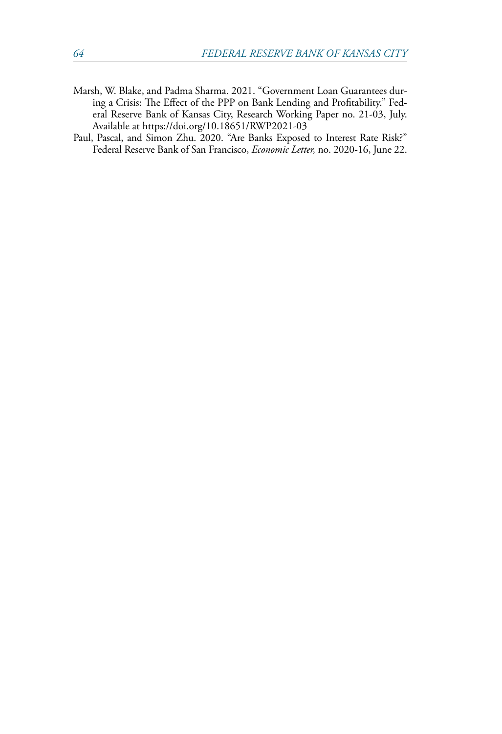Marsh, W. Blake, and Padma Sharma. 2021. "Government Loan Guarantees during a Crisis: The Effect of the PPP on Bank Lending and Profitability." Federal Reserve Bank of Kansas City, Research Working Paper no. 21-03, July. Available at https://doi.org/10.18651/RWP2021-03

Paul, Pascal, and Simon Zhu. 2020. "Are Banks Exposed to Interest Rate Risk?" Federal Reserve Bank of San Francisco, *Economic Letter,* no. 2020-16, June 22.